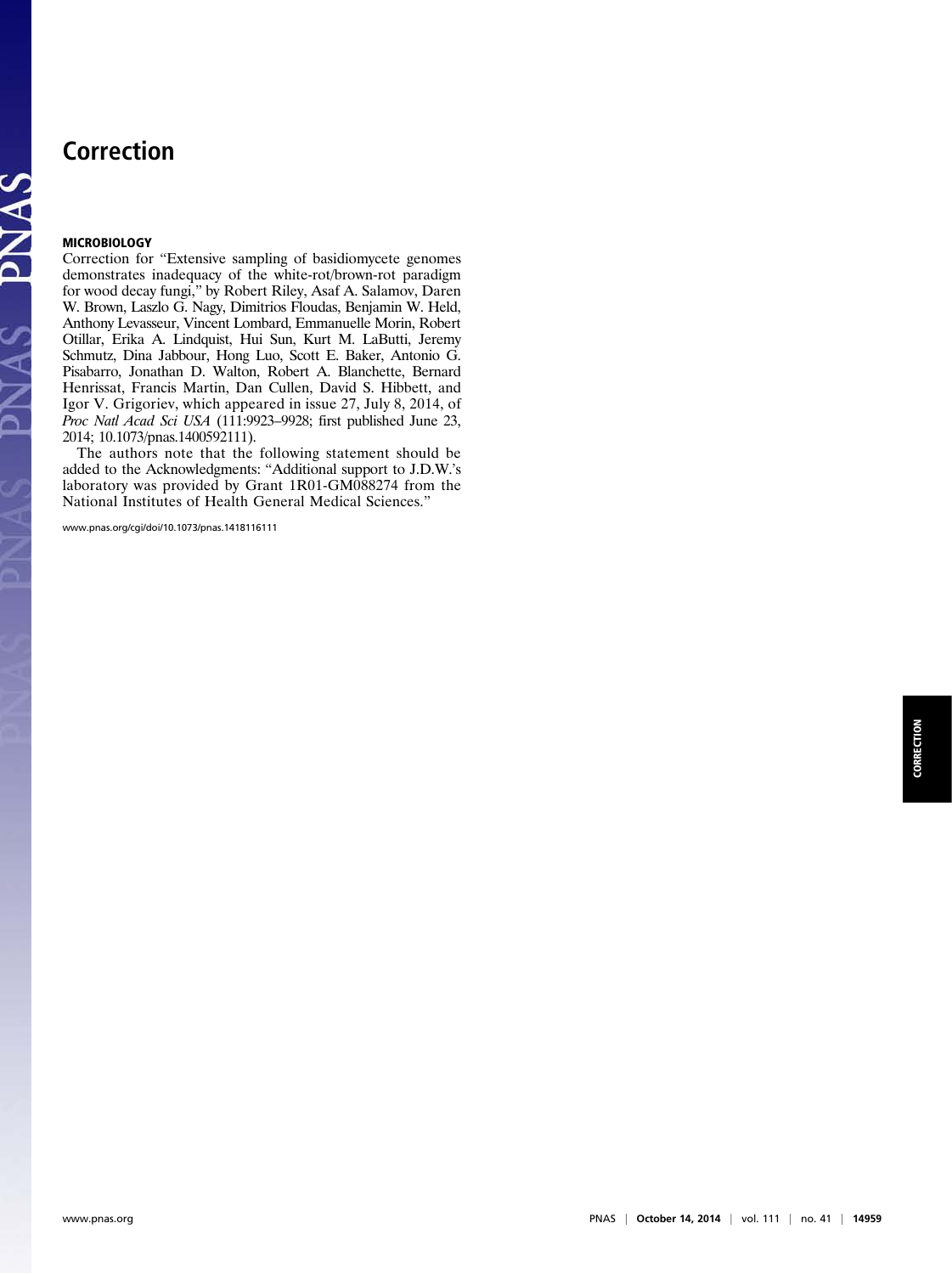# Correction

**MICROBIOLOGY**

Correction for "Extensive sampling of basidiomycete genomes demonstrates inadequacy of the white-rot/brown-rot paradigm for wood decay fungi," by Robert Riley, Asaf A. Salamov, Daren W. Brown, Laszlo G. Nagy, Dimitrios Floudas, Benjamin W. Held, Anthony Levasseur, Vincent Lombard, Emmanuelle Morin, Robert Otillar, Erika A. Lindquist, Hui Sun, Kurt M. LaButti, Jeremy Schmutz, Dina Jabbour, Hong Luo, Scott E. Baker, Antonio G. Pisabarro, Jonathan D. Walton, Robert A. Blanchette, Bernard Henrissat, Francis Martin, Dan Cullen, David S. Hibbett, and Igor V. Grigoriev, which appeared in issue 27, July 8, 2014, of *Proc Natl Acad Sci USA* (111:9923–9928; first published June 23, 2014; 10.1073/pnas.1400592111).

The authors note that the following statement should be added to the Acknowledgments: "Additional support to J.D.W.'s laboratory was provided by Grant 1R01-GM088274 from the National Institutes of Health General Medical Sciences."

www.pnas.org/cgi/doi/10.1073/pnas.1418116111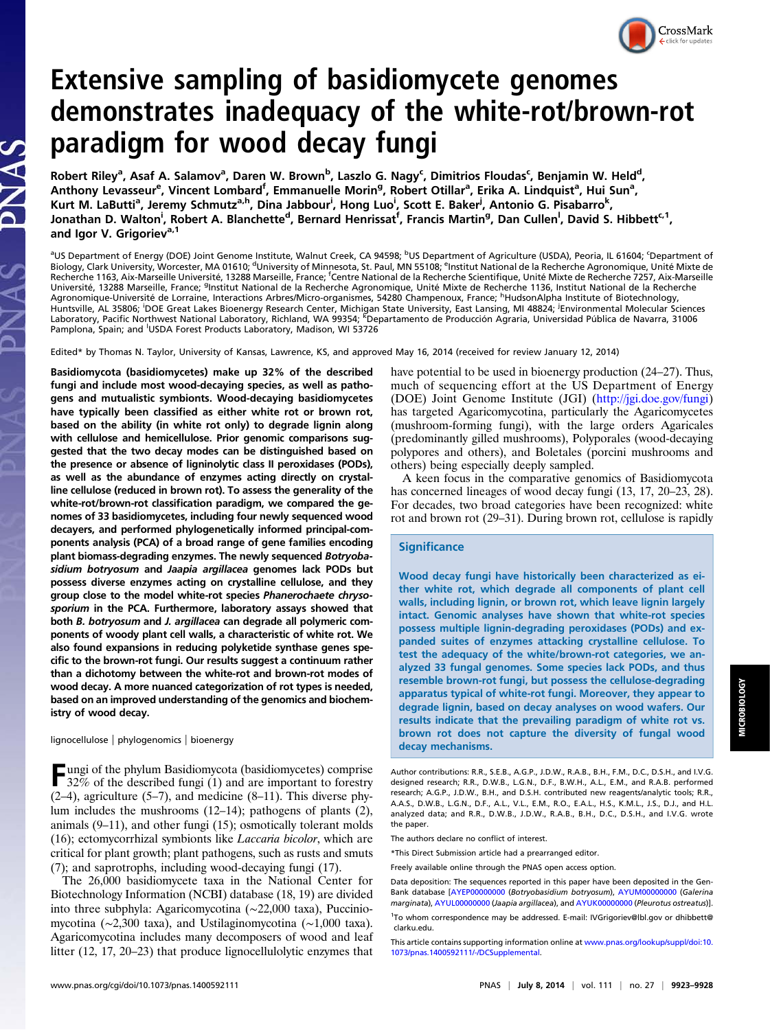# Extensive sampling of basidiomycete genomes demonstrates inadequacy of the white-rot/brown-rot paradigm for wood decay fungi

Robert Riley[a], Asaf A. Salamov[a], Daren W. Brown[b], Laszlo G. Nagy[c], Dimitrios Floudas[c], Benjamin W. Held[d], Anthony Levasseur[e], Vincent Lombard[f], Emmanuelle Morin[g], Robert Otillar[a], Erika A. Lindquist[a], Hui Sun[a], Kurt M. LaButti[a], Jeremy Schmutz[a,h], Dina Jabbour[i], Hong Luo[i], Scott E. Baker[j], Antonio G. Pisabarro[k], Jonathan D. Walton[i], Robert A. Blanchette[d], Bernard Henrissat[f], Francis Martin[g], Dan Cullen[l], David S. Hibbett[c,1], and Igor V. Grigoriev[a,1]

[a]US Department of Energy (DOE) Joint Genome Institute, Walnut Creek, CA 94598; [b]US Department of Agriculture (USDA), Peoria, IL 61604; [c]Department of Biology, Clark University, Worcester, MA 01610; [d]University of Minnesota, St. Paul, MN 55108; [e]Institut National de la Recherche Agronomique, Unité Mixte de Recherche 1163, Aix-Marseille Université, 13288 Marseille, France; [f]Centre National de la Recherche Scientifique, Unité Mixte de Recherche 7257, Aix-Marseille Université, 13288 Marseille, France; [g]Institut National de la Recherche Agronomique, Unité Mixte de Recherche 1136, Institut National de la Recherche Agronomique-Université de Lorraine, Interactions Arbres/Micro-organismes, 54280 Champenoux, France; [h]HudsonAlpha Institute of Biotechnology, Huntsville, AL 35806; [i]DOE Great Lakes Bioenergy Research Center, Michigan State University, East Lansing, MI 48824; [j]Environmental Molecular Sciences Laboratory, Pacific Northwest National Laboratory, Richland, WA 99354; [k]Departamento de Producción Agraria, Universidad Pública de Navarra, 31006 Pamplona, Spain; and [l]USDA Forest Products Laboratory, Madison, WI 53726

Edited* by Thomas N. Taylor, University of Kansas, Lawrence, KS, and approved May 16, 2014 (received for review January 12, 2014)

**Basidiomycota (basidiomycetes) make up 32% of the described fungi and include most wood-decaying species, as well as pathogens and mutualistic symbionts. Wood-decaying basidiomycetes have typically been classified as either white rot or brown rot, based on the ability (in white rot only) to degrade lignin along with cellulose and hemicellulose. Prior genomic comparisons suggested that the two decay modes can be distinguished based on the presence or absence of ligninolytic class II peroxidases (PODs), as well as the abundance of enzymes acting directly on crystalline cellulose (reduced in brown rot). To assess the generality of the white-rot/brown-rot classification paradigm, we compared the genomes of 33 basidiomycetes, including four newly sequenced wood decayers, and performed phylogenetically informed principal-components analysis (PCA) of a broad range of gene families encoding plant biomass-degrading enzymes. The newly sequenced *Botryobasidium botryosum* and *Jaapia argillacea* genomes lack PODs but possess diverse enzymes acting on crystalline cellulose, and they group close to the model white-rot species *Phanerochaete chrysosporium* in the PCA. Furthermore, laboratory assays showed that both *B. botryosum* and *J. argillacea* can degrade all polymeric components of woody plant cell walls, a characteristic of white rot. We also found expansions in reducing polyketide synthase genes specific to the brown-rot fungi. Our results suggest a continuum rather than a dichotomy between the white-rot and brown-rot modes of wood decay. A more nuanced categorization of rot types is needed, based on an improved understanding of the genomics and biochemistry of wood decay.**

lignocellulose | phylogenomics | bioenergy

Fungi of the phylum Basidiomycota (basidiomycetes) comprise 32% of the described fungi (1) and are important to forestry (2–4), agriculture (5–7), and medicine (8–11). This diverse phylum includes the mushrooms (12–14); pathogens of plants (2), animals (9–11), and other fungi (15); osmotically tolerant molds (16); ectomycorrhizal symbionts like *Laccaria bicolor*, which are critical for plant growth; plant pathogens, such as rusts and smuts (7); and saprotrophs, including wood-decaying fungi (17).

The 26,000 basidiomycete taxa in the National Center for Biotechnology Information (NCBI) database (18, 19) are divided into three subphyla: Agaricomycotina (~22,000 taxa), Pucciniomycotina (~2,300 taxa), and Ustilaginomycotina (~1,000 taxa). Agaricomycotina includes many decomposers of wood and leaf litter (12, 17, 20–23) that produce lignocellulolytic enzymes that have potential to be used in bioenergy production (24–27). Thus, much of sequencing effort at the US Department of Energy (DOE) Joint Genome Institute (JGI) (http://jgi.doe.gov/fungi) has targeted Agaricomycotina, particularly the Agaricomycetes (mushroom-forming fungi), with the large orders Agaricales (predominantly gilled mushrooms), Polyporales (wood-decaying polypores and others), and Boletales (porcini mushrooms and others) being especially deeply sampled.

A keen focus in the comparative genomics of Basidiomycota has concerned lineages of wood decay fungi (13, 17, 20–23, 28). For decades, two broad categories have been recognized: white rot and brown rot (29–31). During brown rot, cellulose is rapidly

## Significance

Wood decay fungi have historically been characterized as either white rot, which degrade all components of plant cell walls, including lignin, or brown rot, which leave lignin largely intact. Genomic analyses have shown that white-rot species possess multiple lignin-degrading peroxidases (PODs) and expanded suites of enzymes attacking crystalline cellulose. To test the adequacy of the white/brown-rot categories, we analyzed 33 fungal genomes. Some species lack PODs, and thus resemble brown-rot fungi, but possess the cellulose-degrading apparatus typical of white-rot fungi. Moreover, they appear to degrade lignin, based on decay analyses on wood wafers. Our results indicate that the prevailing paradigm of white rot vs. brown rot does not capture the diversity of fungal wood decay mechanisms.

Author contributions: R.R., S.E.B., A.G.P., J.D.W., R.A.B., B.H., F.M., D.C., D.S.H., and I.V.G. designed research; R.R., D.W.B., L.G.N., D.F., B.W.H., A.L., E.M., and R.A.B. performed research; A.G.P., J.D.W., B.H., and D.S.H. contributed new reagents/analytic tools; R.R., A.A.S., D.W.B., L.G.N., D.F., A.L., V.L., E.M., R.O., E.A.L., H.S., K.M.L., J.S., D.J., and H.L. analyzed data; and R.R., D.W.B., J.D.W., R.A.B., B.H., D.C., D.S.H., and I.V.G. wrote the paper.

The authors declare no conflict of interest.

*This Direct Submission article had a prearranged editor.

Freely available online through the PNAS open access option.

Data deposition: The sequences reported in this paper have been deposited in the GenBank database [AYEP00000000 (*Botryobasidium botryosum*), AYUM00000000 (*Galerina marginata*), AYUL00000000 (*Jaapia argillacea*), and AYUK00000000 (*Pleurotus ostreatus*)].

[1]To whom correspondence may be addressed. E-mail: IVGrigoriev@lbl.gov or dhibbett@clarku.edu.

This article contains supporting information online at www.pnas.org/lookup/suppl/doi:10.1073/pnas.1400592111/-/DCSupplemental.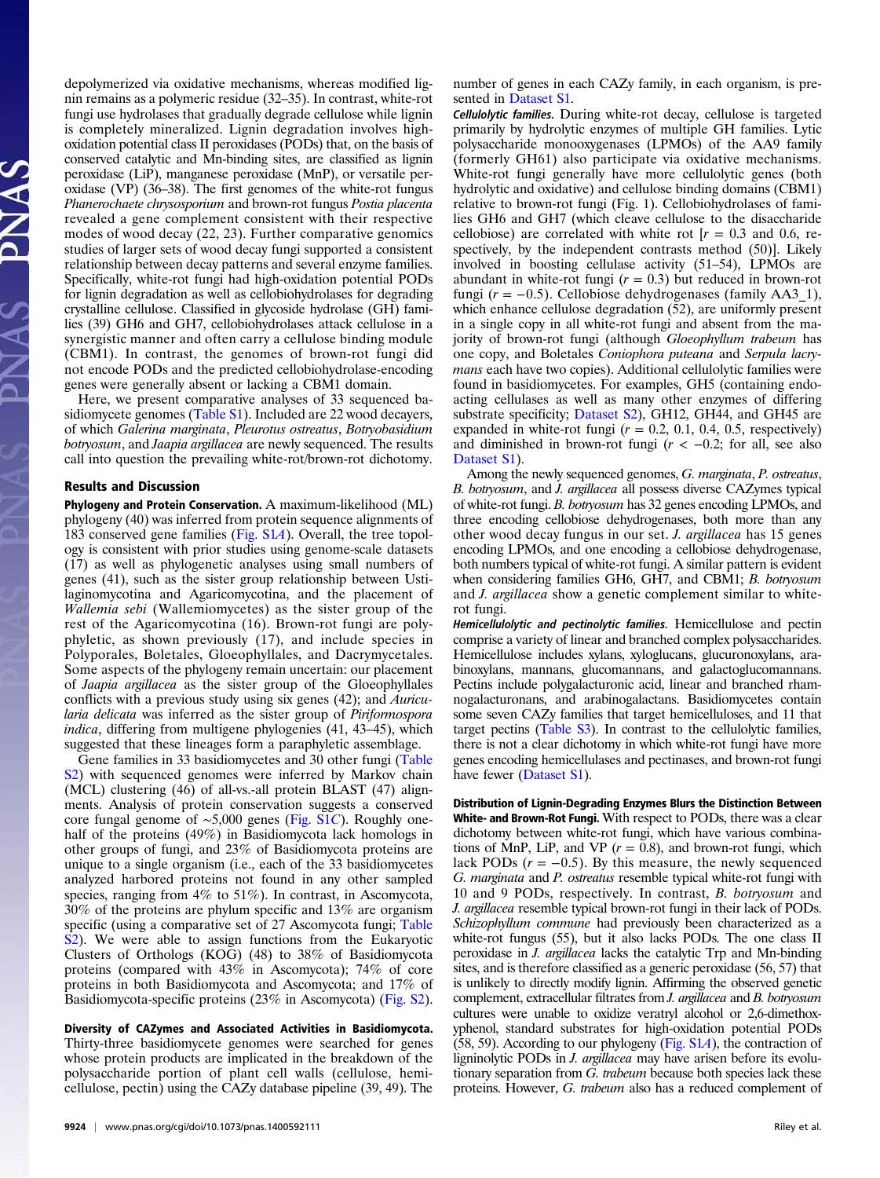depolymerized via oxidative mechanisms, whereas modified lignin remains as a polymeric residue (32–35). In contrast, white-rot fungi use hydrolases that gradually degrade cellulose while lignin is completely mineralized. Lignin degradation involves high-oxidation potential class II peroxidases (PODs) that, on the basis of conserved catalytic and Mn-binding sites, are classified as lignin peroxidase (LiP), manganese peroxidase (MnP), or versatile peroxidase (VP) (36–38). The first genomes of the white-rot fungus *Phanerochaete chrysosporium* and brown-rot fungus *Postia placenta* revealed a gene complement consistent with their respective modes of wood decay (22, 23). Further comparative genomics studies of larger sets of wood decay fungi supported a consistent relationship between decay patterns and several enzyme families. Specifically, white-rot fungi had high-oxidation potential PODs for lignin degradation as well as cellobiohydrolases for degrading crystalline cellulose. Classified in glycoside hydrolase (GH) families (39) GH6 and GH7, cellobiohydrolases attack cellulose in a synergistic manner and often carry a cellulose binding module (CBM1). In contrast, the genomes of brown-rot fungi did not encode PODs and the predicted cellobiohydrolase-encoding genes were generally absent or lacking a CBM1 domain.

Here, we present comparative analyses of 33 sequenced basidiomycete genomes (Table S1). Included are 22 wood decayers, of which *Galerina marginata*, *Pleurotus ostreatus*, *Botryobasidium botryosum*, and *Jaapia argillacea* are newly sequenced. The results call into question the prevailing white-rot/brown-rot dichotomy.

## Results and Discussion

**Phylogeny and Protein Conservation.** A maximum-likelihood (ML) phylogeny (40) was inferred from protein sequence alignments of 183 conserved gene families (Fig. S1*A*). Overall, the tree topology is consistent with prior studies using genome-scale datasets (17) as well as phylogenetic analyses using small numbers of genes (41), such as the sister group relationship between Ustilaginomycotina and Agaricomycotina, and the placement of *Wallemia sebi* (Wallemiomycetes) as the sister group of the rest of the Agaricomycotina (16). Brown-rot fungi are polyphyletic, as shown previously (17), and include species in Polyporales, Boletales, Gloeophyllales, and Dacrymycetales. Some aspects of the phylogeny remain uncertain: our placement of *Jaapia argillacea* as the sister group of the Gloeophyllales conflicts with a previous study using six genes (42); and *Auricularia delicata* was inferred as the sister group of *Piriformospora indica*, differing from multigene phylogenies (41, 43–45), which suggested that these lineages form a paraphyletic assemblage.

Gene families in 33 basidiomycetes and 30 other fungi (Table S2) with sequenced genomes were inferred by Markov chain (MCL) clustering (46) of all-vs.-all protein BLAST (47) alignments. Analysis of protein conservation suggests a conserved core fungal genome of ∼5,000 genes (Fig. S1*C*). Roughly one-half of the proteins (49%) in Basidiomycota lack homologs in other groups of fungi, and 23% of Basidiomycota proteins are unique to a single organism (i.e., each of the 33 basidiomycetes analyzed harbored proteins not found in any other sampled species, ranging from 4% to 51%). In contrast, in Ascomycota, 30% of the proteins are phylum specific and 13% are organism specific (using a comparative set of 27 Ascomycota fungi; Table S2). We were able to assign functions from the Eukaryotic Clusters of Orthologs (KOG) (48) to 38% of Basidiomycota proteins (compared with 43% in Ascomycota); 74% of core proteins in both Basidiomycota and Ascomycota; and 17% of Basidiomycota-specific proteins (23% in Ascomycota) (Fig. S2).

**Diversity of CAZymes and Associated Activities in Basidiomycota.** Thirty-three basidiomycete genomes were searched for genes whose protein products are implicated in the breakdown of the polysaccharide portion of plant cell walls (cellulose, hemicellulose, pectin) using the CAZy database pipeline (39, 49). The number of genes in each CAZy family, in each organism, is presented in Dataset S1.

***Cellulolytic families.*** During white-rot decay, cellulose is targeted primarily by hydrolytic enzymes of multiple GH families. Lytic polysaccharide monooxygenases (LPMOs) of the AA9 family (formerly GH61) also participate via oxidative mechanisms. White-rot fungi generally have more cellulolytic genes (both hydrolytic and oxidative) and cellulose binding domains (CBM1) relative to brown-rot fungi (Fig. 1). Cellobiohydrolases of families GH6 and GH7 (which cleave cellulose to the disaccharide cellobiose) are correlated with white rot [$r = 0.3$ and $0.6$, respectively, by the independent contrasts method (50)]. Likely involved in boosting cellulase activity (51–54), LPMOs are abundant in white-rot fungi ($r = 0.3$) but reduced in brown-rot fungi ($r = -0.5$). Cellobiose dehydrogenases (family AA3_1), which enhance cellulose degradation (52), are uniformly present in a single copy in all white-rot fungi and absent from the majority of brown-rot fungi (although *Gloeophyllum trabeum* has one copy, and Boletales *Coniophora puteana* and *Serpula lacrymans* each have two copies). Additional cellulolytic families were found in basidiomycetes. For examples, GH5 (containing endo-acting cellulases as well as many other enzymes of differing substrate specificity; Dataset S2), GH12, GH44, and GH45 are expanded in white-rot fungi ($r = 0.2$, $0.1$, $0.4$, $0.5$, respectively) and diminished in brown-rot fungi ($r < -0.2$; for all, see also Dataset S1).

Among the newly sequenced genomes, *G. marginata*, *P. ostreatus*, *B. botryosum*, and *J. argillacea* all possess diverse CAZymes typical of white-rot fungi. *B. botryosum* has 32 genes encoding LPMOs, and three encoding cellobiose dehydrogenases, both more than any other wood decay fungus in our set. *J. argillacea* has 15 genes encoding LPMOs, and one encoding a cellobiose dehydrogenase, both numbers typical of white-rot fungi. A similar pattern is evident when considering families GH6, GH7, and CBM1; *B. botryosum* and *J. argillacea* show a genetic complement similar to white-rot fungi.

***Hemicellulolytic and pectinolytic families.*** Hemicellulose and pectin comprise a variety of linear and branched complex polysaccharides. Hemicellulose includes xylans, xyloglucans, glucuronoxylans, arabinoxylans, mannans, glucomannans, and galactoglucomannans. Pectins include polygalacturonic acid, linear and branched rhamnogalacturonans, and arabinogalactans. Basidiomycetes contain some seven CAZy families that target hemicelluloses, and 11 that target pectins (Table S3). In contrast to the cellulolytic families, there is not a clear dichotomy in which white-rot fungi have more genes encoding hemicellulases and pectinases, and brown-rot fungi have fewer (Dataset S1).

**Distribution of Lignin-Degrading Enzymes Blurs the Distinction Between White- and Brown-Rot Fungi.** With respect to PODs, there was a clear dichotomy between white-rot fungi, which have various combinations of MnP, LiP, and VP ($r = 0.8$), and brown-rot fungi, which lack PODs ($r = -0.5$). By this measure, the newly sequenced *G. marginata* and *P. ostreatus* resemble typical white-rot fungi with 10 and 9 PODs, respectively. In contrast, *B. botryosum* and *J. argillacea* resemble typical brown-rot fungi in their lack of PODs. *Schizophyllum commune* had previously been characterized as a white-rot fungus (55), but it also lacks PODs. The one class II peroxidase in *J. argillacea* lacks the catalytic Trp and Mn-binding sites, and is therefore classified as a generic peroxidase (56, 57) that is unlikely to directly modify lignin. Affirming the observed genetic complement, extracellular filtrates from *J. argillacea* and *B. botryosum* cultures were unable to oxidize veratryl alcohol or 2,6-dimethoxyphenol, standard substrates for high-oxidation potential PODs (58, 59). According to our phylogeny (Fig. S1*A*), the contraction of ligninolytic PODs in *J. argillacea* may have arisen before its evolutionary separation from *G. trabeum* because both species lack these proteins. However, *G. trabeum* also has a reduced complement of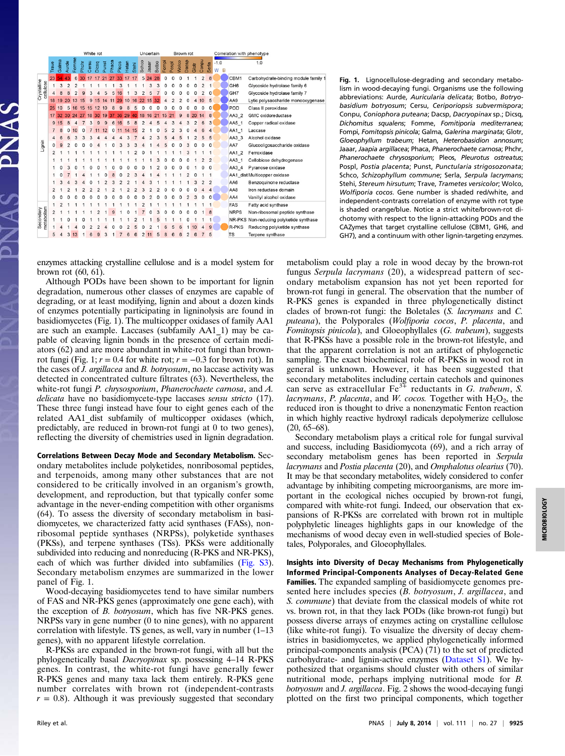White rot | Uncertain | Brown rot | Correlation with phenotype

Trave, Galma, Aurde, Fomme, Phchr, Cersu, Dicsq, Punst, Phaca, Pleos, Hetan, Stehi, Schco, Jaaar, Botbo, Fompi, Pospl, Wolco, Dacsp, Glotr, Conpu, Serla

−1.0 1.0

W B

Crystalline cellulose: CBM1 Carbohydrate-binding module family 1; GH6 Glycoside hydrolase family 6; GH7 Glycoside hydrolase family 7; AA9 Lytic polysaccharide monooxygenase

Lignin: POD Class II peroxidase; AA3_2 GMC oxidoreductase; AA5_1 Copper radical oxidase; AA1_1 Laccase; AA3_3 Alcohol oxidase; AA7 Glucooligosaccharide oxidase; AA1_2 Ferroxidase; AA3_1 Cellobiose dehydrogenase; AA3_4 Pyranose oxidase; AA1_dist Multicopper oxidase; AA6 Benzoquinone reductase; AA8 Iron reductase domain; AA4 Vanillyl alcohol oxidase

Secondary metabolism: FAS Fatty acid synthase; NRPS Non-ribosomal peptide synthase; NR-PKS Non-reducing polyketide synthase; R-PKS Reducing polyketide synthase; TS Terpene synthase

**Fig. 1.** Lignocellulose-degrading and secondary metabolism in wood-decaying fungi. Organisms use the following abbreviations: Aurde, *Auricularia delicata*; Botbo, *Botryobasidium botryosum*; Cersu, *Ceriporiopsis subvermispora*; Conpu, *Coniophora puteana*; Dacsp, *Dacryopinax* sp.; Dicsq, *Dichomitus squalens*; Fomme, *Fomitiporia mediterranea*; Fompi, *Fomitopsis pinicola*; Galma, *Galerina marginata*; Glotr, *Gloeophyllum trabeum*; Hetan, *Heterobasidion annosum*; Jaaar, *Jaapia argillacea*; Phaca, *Phanerochaete carnosa*; Phchr, *Phanerochaete chrysosporium*; Pleos, *Pleurotus ostreatus*; Pospl, *Postia placenta*; Punst, *Punctularia strigosozonata*; Schco, *Schizophyllum commune*; Serla, *Serpula lacrymans*; Stehi, *Stereum hirsutum*; Trave, *Trametes versicolor*; Wolco, *Wolfiporia cocos*. Gene number is shaded red/white, and independent-contrasts correlation of enzyme with rot type is shaded orange/blue. Notice a strict white/brown-rot dichotomy with respect to the lignin-attacking PODs and the CAZymes that target crystalline cellulose (CBM1, GH6, and GH7), and a continuum with other lignin-targeting enzymes.

enzymes attacking crystalline cellulose and is a model system for brown rot (60, 61).

Although PODs have been shown to be important for lignin degradation, numerous other classes of enzymes are capable of degrading, or at least modifying, lignin and about a dozen kinds of enzymes potentially participating in ligninolysis are found in basidiomycetes (Fig. 1). The multicopper oxidases of family AA1 are such an example. Laccases (subfamily AA1_1) may be capable of cleaving lignin bonds in the presence of certain mediators (62) and are more abundant in white-rot fungi than brown-rot fungi (Fig. 1; $r = 0.4$ for white rot; $r = -0.3$ for brown rot). In the cases of *J. argillacea* and *B. botryosum*, no laccase activity was detected in concentrated culture filtrates (63). Nevertheless, the white-rot fungi *P. chrysosporium*, *Phanerochaete carnosa*, and *A. delicata* have no basidiomycete-type laccases *sensu stricto* (17). These three fungi instead have four to eight genes each of the related AA1_dist subfamily of multicopper oxidases (which, predictably, are reduced in brown-rot fungi at 0 to two genes), reflecting the diversity of chemistries used in lignin degradation.

**Correlations Between Decay Mode and Secondary Metabolism.** Secondary metabolites include polyketides, nonribosomal peptides, and terpenoids, among many other substances that are not considered to be critically involved in an organism's growth, development, and reproduction, but that typically confer some advantage in the never-ending competition with other organisms (64). To assess the diversity of secondary metabolism in basidiomycetes, we characterized fatty acid synthases (FASs), nonribosomal peptide synthases (NRPSs), polyketide synthases (PKSs), and terpene synthases (TSs). PKSs were additionally subdivided into reducing and nonreducing (R-PKS and NR-PKS), each of which was further divided into subfamilies (Fig. S3). Secondary metabolism enzymes are summarized in the lower panel of Fig. 1.

Wood-decaying basidiomycetes tend to have similar numbers of FAS and NR-PKS genes (approximately one gene each), with the exception of *B. botryosum*, which has five NR-PKS genes. NRPSs vary in gene number (0 to nine genes), with no apparent correlation with lifestyle. TS genes, as well, vary in number (1–13 genes), with no apparent lifestyle correlation.

R-PKSs are expanded in the brown-rot fungi, with all but the phylogenetically basal *Dacryopinax* sp. possessing 4–14 R-PKS genes. In contrast, the white-rot fungi have generally fewer R-PKS genes and many taxa lack them entirely. R-PKS gene number correlates with brown rot (independent-contrasts $r = 0.8$). Although it was previously suggested that secondary metabolism could play a role in wood decay by the brown-rot fungus *Serpula lacrymans* (20), a widespread pattern of secondary metabolism expansion has not yet been reported for brown-rot fungi in general. The observation that the number of R-PKS genes is expanded in three phylogenetically distinct clades of brown-rot fungi: the Boletales (*S. lacrymans* and *C. puteana*), the Polyporales (*Wolfiporia cocos*, *P. placenta*, and *Fomitopsis pinicola*), and Gloeophyllales (*G. trabeum*), suggests that R-PKSs have a possible role in the brown-rot lifestyle, and that the apparent correlation is not an artifact of phylogenetic sampling. The exact biochemical role of R-PKSs in wood rot in general is unknown. However, it has been suggested that secondary metabolites including certain catechols and quinones can serve as extracellular $Fe^{3+}$ reductants in *G. trabeum*, *S. lacrymans*, *P. placenta*, and *W. cocos*. Together with $H_2O_2$, the reduced iron is thought to drive a nonenzymatic Fenton reaction in which highly reactive hydroxyl radicals depolymerize cellulose (20, 65–68).

Secondary metabolism plays a critical role for fungal survival and success, including Basidiomycota (69), and a rich array of secondary metabolism genes has been reported in *Serpula lacrymans* and *Postia placenta* (20), and *Omphalotus olearius* (70). It may be that secondary metabolites, widely considered to confer advantage by inhibiting competing microorganisms, are more important in the ecological niches occupied by brown-rot fungi, compared with white-rot fungi. Indeed, our observation that expansions of R-PKSs are correlated with brown rot in multiple polyphyletic lineages highlights gaps in our knowledge of the mechanisms of wood decay even in well-studied species of Boletales, Polyporales, and Gloeophyllales.

**Insights into Diversity of Decay Mechanisms from Phylogenetically Informed Principal-Components Analyses of Decay-Related Gene Families.** The expanded sampling of basidiomycete genomes presented here includes species (*B. botryosum*, *J. argillacea*, and *S. commune*) that deviate from the classical models of white rot vs. brown rot, in that they lack PODs (like brown-rot fungi) but possess diverse arrays of enzymes acting on crystalline cellulose (like white-rot fungi). To visualize the diversity of decay chemistries in basidiomycetes, we applied phylogenetically informed principal-components analysis (PCA) (71) to the set of predicted carbohydrate- and lignin-active enzymes (Dataset S1). We hypothesized that organisms should cluster with others of similar nutritional mode, perhaps implying nutritional mode for *B. botryosum* and *J. argillacea*. Fig. 2 shows the wood-decaying fungi plotted on the first two principal components, which together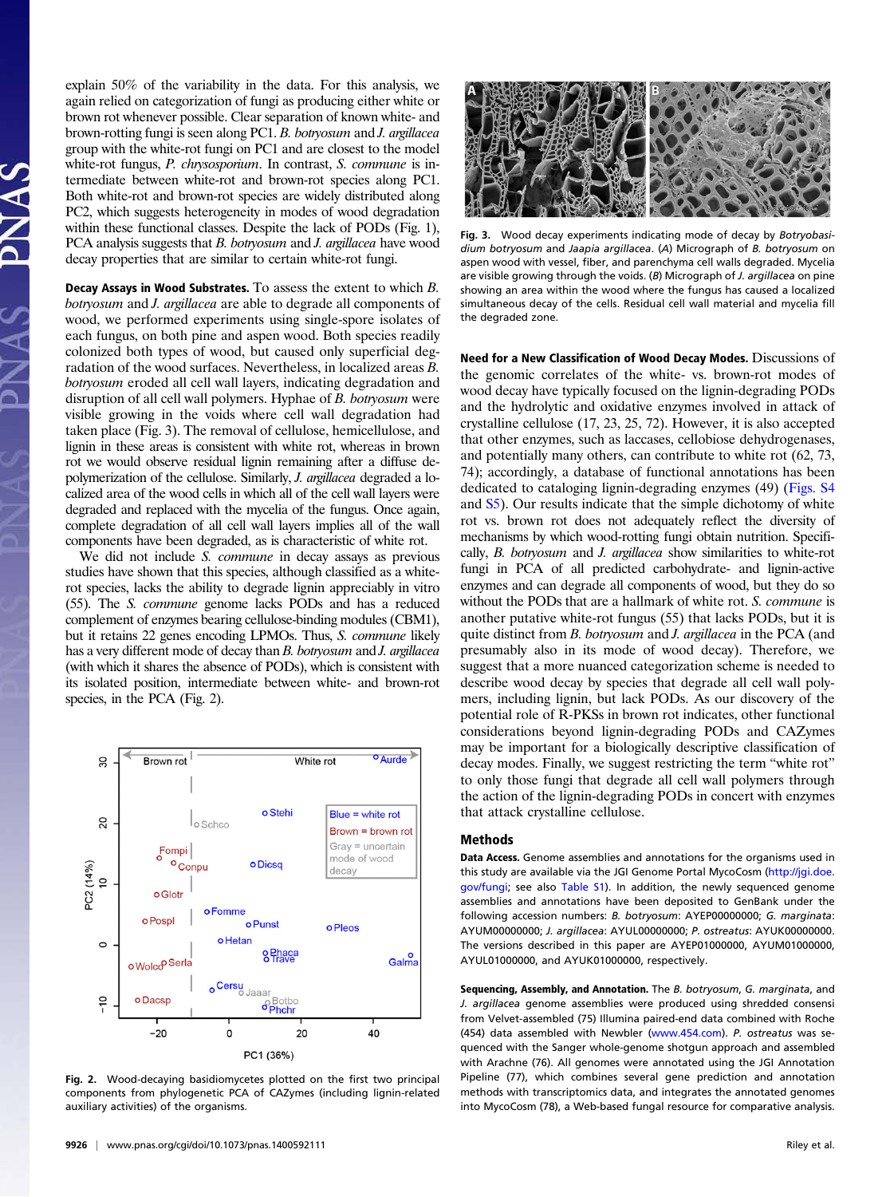explain 50% of the variability in the data. For this analysis, we again relied on categorization of fungi as producing either white or brown rot whenever possible. Clear separation of known white- and brown-rotting fungi is seen along PC1. *B. botryosum* and *J. argillacea* group with the white-rot fungi on PC1 and are closest to the model white-rot fungus, *P. chrysosporium*. In contrast, *S. commune* is intermediate between white-rot and brown-rot species along PC1. Both white-rot and brown-rot species are widely distributed along PC2, which suggests heterogeneity in modes of wood degradation within these functional classes. Despite the lack of PODs (Fig. 1), PCA analysis suggests that *B. botryosum* and *J. argillacea* have wood decay properties that are similar to certain white-rot fungi.

**Decay Assays in Wood Substrates.** To assess the extent to which *B. botryosum* and *J. argillacea* are able to degrade all components of wood, we performed experiments using single-spore isolates of each fungus, on both pine and aspen wood. Both species readily colonized both types of wood, but caused only superficial degradation of the wood surfaces. Nevertheless, in localized areas *B. botryosum* eroded all cell wall layers, indicating degradation and disruption of all cell wall polymers. Hyphae of *B. botryosum* were visible growing in the voids where cell wall degradation had taken place (Fig. 3). The removal of cellulose, hemicellulose, and lignin in these areas is consistent with white rot, whereas in brown rot we would observe residual lignin remaining after a diffuse depolymerization of the cellulose. Similarly, *J. argillacea* degraded a localized area of the wood cells in which all of the cell wall layers were degraded and replaced with the mycelia of the fungus. Once again, complete degradation of all cell wall layers implies all of the wall components have been degraded, as is characteristic of white rot.

We did not include *S. commune* in decay assays as previous studies have shown that this species, although classified as a white-rot species, lacks the ability to degrade lignin appreciably in vitro (55). The *S. commune* genome lacks PODs and has a reduced complement of enzymes bearing cellulose-binding modules (CBM1), but it retains 22 genes encoding LPMOs. Thus, *S. commune* likely has a very different mode of decay than *B. botryosum* and *J. argillacea* (with which it shares the absence of PODs), which is consistent with its isolated position, intermediate between white- and brown-rot species, in the PCA (Fig. 2).

Brown rot
White rot
Blue = white rot
Brown = brown rot
Gray = uncertain mode of wood decay
Aurde
Stehi
Schco
Fompi
Conpu
Dicsq
Glotr
Fomme
Pospl
Punst
Pleos
Hetan
Phaca
Trave
Galma
Wolco
Serla
Cersu
Jaaar
Dacsp
Botbo
Phchr
PC2 (14%)
PC1 (36%)
30
20
10
0
-10
-20
0
20
40

Fig. 2. Wood-decaying basidiomycetes plotted on the first two principal components from phylogenetic PCA of CAZymes (including lignin-related auxiliary activities) of the organisms.

A
B

Fig. 3. Wood decay experiments indicating mode of decay by *Botryobasidium botryosum* and *Jaapia argillacea*. (*A*) Micrograph of *B. botryosum* on aspen wood with vessel, fiber, and parenchyma cell walls degraded. Mycelia are visible growing through the voids. (*B*) Micrograph of *J. argillacea* on pine showing an area within the wood where the fungus has caused a localized simultaneous decay of the cells. Residual cell wall material and mycelia fill the degraded zone.

**Need for a New Classification of Wood Decay Modes.** Discussions of the genomic correlates of the white- vs. brown-rot modes of wood decay have typically focused on the lignin-degrading PODs and the hydrolytic and oxidative enzymes involved in attack of crystalline cellulose (17, 23, 25, 72). However, it is also accepted that other enzymes, such as laccases, cellobiose dehydrogenases, and potentially many others, can contribute to white rot (62, 73, 74); accordingly, a database of functional annotations has been dedicated to cataloging lignin-degrading enzymes (49) (Figs. S4 and S5). Our results indicate that the simple dichotomy of white rot vs. brown rot does not adequately reflect the diversity of mechanisms by which wood-rotting fungi obtain nutrition. Specifically, *B. botryosum* and *J. argillacea* show similarities to white-rot fungi in PCA of all predicted carbohydrate- and lignin-active enzymes and can degrade all components of wood, but they do so without the PODs that are a hallmark of white rot. *S. commune* is another putative white-rot fungus (55) that lacks PODs, but it is quite distinct from *B. botryosum* and *J. argillacea* in the PCA (and presumably also in its mode of wood decay). Therefore, we suggest that a more nuanced categorization scheme is needed to describe wood decay by species that degrade all cell wall polymers, including lignin, but lack PODs. As our discovery of the potential role of R-PKSs in brown rot indicates, other functional considerations beyond lignin-degrading PODs and CAZymes may be important for a biologically descriptive classification of decay modes. Finally, we suggest restricting the term "white rot" to only those fungi that degrade all cell wall polymers through the action of the lignin-degrading PODs in concert with enzymes that attack crystalline cellulose.

## Methods

**Data Access.** Genome assemblies and annotations for the organisms used in this study are available via the JGI Genome Portal MycoCosm (http://jgi.doe.gov/fungi; see also Table S1). In addition, the newly sequenced genome assemblies and annotations have been deposited to GenBank under the following accession numbers: *B. botryosum*: AYEP00000000; *G. marginata*: AYUM00000000; *J. argillacea*: AYUL00000000; *P. ostreatus*: AYUK00000000. The versions described in this paper are AYEP01000000, AYUM01000000, AYUL01000000, and AYUK01000000, respectively.

**Sequencing, Assembly, and Annotation.** The *B. botryosum*, *G. marginata*, and *J. argillacea* genome assemblies were produced using shredded consensi from Velvet-assembled (75) Illumina paired-end data combined with Roche (454) data assembled with Newbler (www.454.com). *P. ostreatus* was sequenced with the Sanger whole-genome shotgun approach and assembled with Arachne (76). All genomes were annotated using the JGI Annotation Pipeline (77), which combines several gene prediction and annotation methods with transcriptomics data, and integrates the annotated genomes into MycoCosm (78), a Web-based fungal resource for comparative analysis.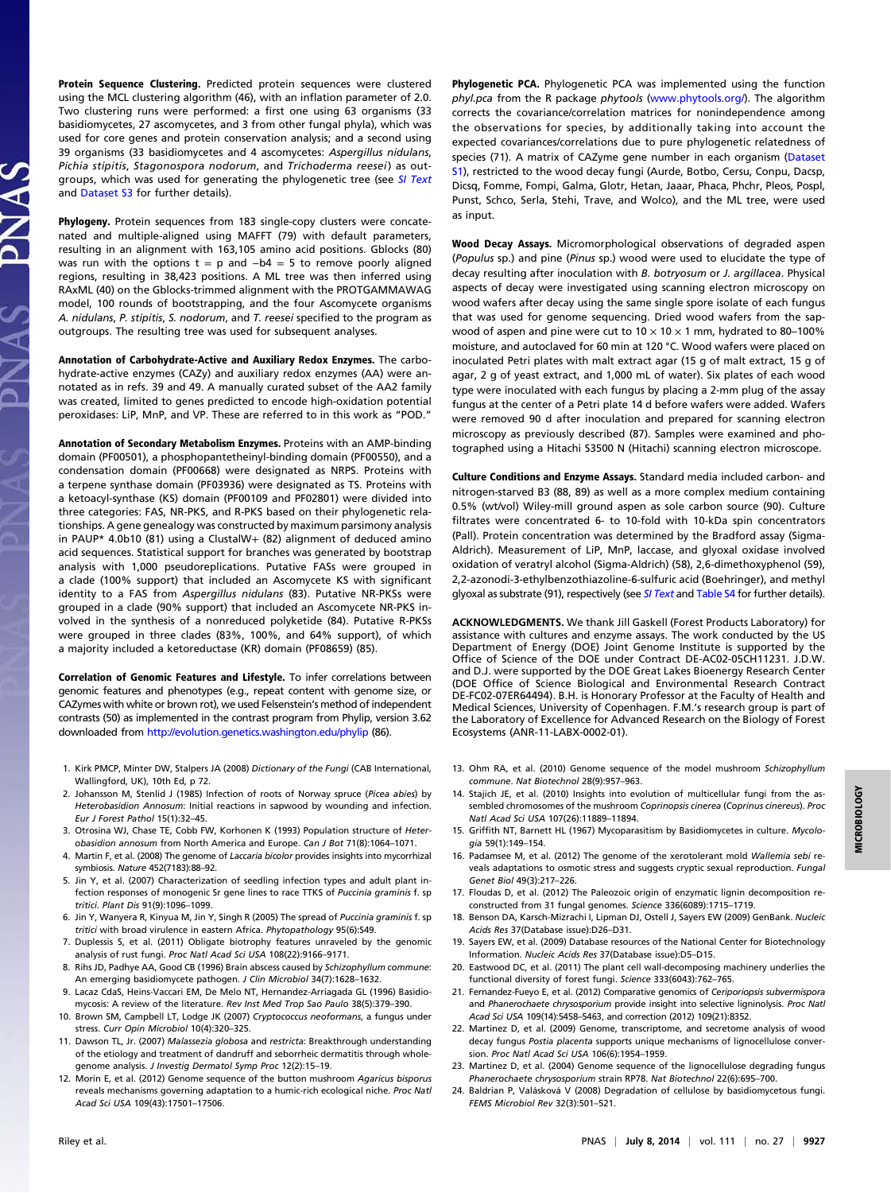**Protein Sequence Clustering.** Predicted protein sequences were clustered using the MCL clustering algorithm (46), with an inflation parameter of 2.0. Two clustering runs were performed: a first one using 63 organisms (33 basidiomycetes, 27 ascomycetes, and 3 from other fungal phyla), which was used for core genes and protein conservation analysis; and a second using 39 organisms (33 basidiomycetes and 4 ascomycetes: *Aspergillus nidulans*, *Pichia stipitis*, *Stagonospora nodorum*, and *Trichoderma reesei*) as outgroups, which was used for generating the phylogenetic tree (see *SI Text* and Dataset S3 for further details).

**Phylogeny.** Protein sequences from 183 single-copy clusters were concatenated and multiple-aligned using MAFFT (79) with default parameters, resulting in an alignment with 163,105 amino acid positions. Gblocks (80) was run with the options t = p and −b4 = 5 to remove poorly aligned regions, resulting in 38,423 positions. A ML tree was then inferred using RAxML (40) on the Gblocks-trimmed alignment with the PROTGAMMAWAG model, 100 rounds of bootstrapping, and the four Ascomycete organisms *A. nidulans*, *P. stipitis*, *S. nodorum*, and *T. reesei* specified to the program as outgroups. The resulting tree was used for subsequent analyses.

**Annotation of Carbohydrate-Active and Auxiliary Redox Enzymes.** The carbohydrate-active enzymes (CAZy) and auxiliary redox enzymes (AA) were annotated as in refs. 39 and 49. A manually curated subset of the AA2 family was created, limited to genes predicted to encode high-oxidation potential peroxidases: LiP, MnP, and VP. These are referred to in this work as "POD."

**Annotation of Secondary Metabolism Enzymes.** Proteins with an AMP-binding domain (PF00501), a phosphopantetheinyl-binding domain (PF00550), and a condensation domain (PF00668) were designated as NRPS. Proteins with a terpene synthase domain (PF03936) were designated as TS. Proteins with a ketoacyl-synthase (KS) domain (PF00109 and PF02801) were divided into three categories: FAS, NR-PKS, and R-PKS based on their phylogenetic relationships. A gene genealogy was constructed by maximum parsimony analysis in PAUP* 4.0b10 (81) using a ClustalW+ (82) alignment of deduced amino acid sequences. Statistical support for branches was generated by bootstrap analysis with 1,000 pseudoreplications. Putative FASs were grouped in a clade (100% support) that included an Ascomycete KS with significant identity to a FAS from *Aspergillus nidulans* (83). Putative NR-PKSs were grouped in a clade (90% support) that included an Ascomycete NR-PKS involved in the synthesis of a nonreduced polyketide (84). Putative R-PKSs were grouped in three clades (83%, 100%, and 64% support), of which a majority included a ketoreductase (KR) domain (PF08659) (85).

**Correlation of Genomic Features and Lifestyle.** To infer correlations between genomic features and phenotypes (e.g., repeat content with genome size, or CAZymes with white or brown rot), we used Felsenstein's method of independent contrasts (50) as implemented in the contrast program from Phylip, version 3.62 downloaded from http://evolution.genetics.washington.edu/phylip (86).

**Phylogenetic PCA.** Phylogenetic PCA was implemented using the function *phyl.pca* from the R package *phytools* (www.phytools.org/). The algorithm corrects the covariance/correlation matrices for nonindependence among the observations for species, by additionally taking into account the expected covariances/correlations due to pure phylogenetic relatedness of species (71). A matrix of CAZyme gene number in each organism (Dataset S1), restricted to the wood decay fungi (Aurde, Botbo, Cersu, Conpu, Dacsp, Dicsq, Fomme, Fompi, Galma, Glotr, Hetan, Jaaar, Phaca, Phchr, Pleos, Pospl, Punst, Schco, Serla, Stehi, Trave, and Wolco), and the ML tree, were used as input.

**Wood Decay Assays.** Micromorphological observations of degraded aspen (*Populus* sp.) and pine (*Pinus* sp.) wood were used to elucidate the type of decay resulting after inoculation with *B. botryosum* or *J. argillacea*. Physical aspects of decay were investigated using scanning electron microscopy on wood wafers after decay using the same single spore isolate of each fungus that was used for genome sequencing. Dried wood wafers from the sapwood of aspen and pine were cut to 10 × 10 × 1 mm, hydrated to 80–100% moisture, and autoclaved for 60 min at 120 °C. Wood wafers were placed on inoculated Petri plates with malt extract agar (15 g of malt extract, 15 g of agar, 2 g of yeast extract, and 1,000 mL of water). Six plates of each wood type were inoculated with each fungus by placing a 2-mm plug of the assay fungus at the center of a Petri plate 14 d before wafers were added. Wafers were removed 90 d after inoculation and prepared for scanning electron microscopy as previously described (87). Samples were examined and photographed using a Hitachi S3500 N (Hitachi) scanning electron microscope.

**Culture Conditions and Enzyme Assays.** Standard media included carbon- and nitrogen-starved B3 (88, 89) as well as a more complex medium containing 0.5% (wt/vol) Wiley-mill ground aspen as sole carbon source (90). Culture filtrates were concentrated 6- to 10-fold with 10-kDa spin concentrators (Pall). Protein concentration was determined by the Bradford assay (Sigma-Aldrich). Measurement of LiP, MnP, laccase, and glyoxal oxidase involved oxidation of veratryl alcohol (Sigma-Aldrich) (58), 2,6-dimethoxyphenol (59), 2,2-azonodi-3-ethylbenzothiazoline-6-sulfuric acid (Boehringer), and methyl glyoxal as substrate (91), respectively (see *SI Text* and Table S4 for further details).

**ACKNOWLEDGMENTS.** We thank Jill Gaskell (Forest Products Laboratory) for assistance with cultures and enzyme assays. The work conducted by the US Department of Energy (DOE) Joint Genome Institute is supported by the Office of Science of the DOE under Contract DE-AC02-05CH11231. J.D.W. and D.J. were supported by the DOE Great Lakes Bioenergy Research Center (DOE Office of Science Biological and Environmental Research Contract DE-FC02-07ER64494). B.H. is Honorary Professor at the Faculty of Health and Medical Sciences, University of Copenhagen. F.M.'s research group is part of the Laboratory of Excellence for Advanced Research on the Biology of Forest Ecosystems (ANR-11-LABX-0002-01).

1. Kirk PMCP, Minter DW, Stalpers JA (2008) *Dictionary of the Fungi* (CAB International, Wallingford, UK), 10th Ed, p 72.
2. Johansson M, Stenlid J (1985) Infection of roots of Norway spruce (*Picea abies*) by *Heterobasidion Annosum*: Initial reactions in sapwood by wounding and infection. *Eur J Forest Pathol* 15(1):32–45.
3. Otrosina WJ, Chase TE, Cobb FW, Korhonen K (1993) Population structure of *Heterobasidion annosum* from North America and Europe. *Can J Bot* 71(8):1064–1071.
4. Martin F, et al. (2008) The genome of *Laccaria bicolor* provides insights into mycorrhizal symbiosis. *Nature* 452(7183):88–92.
5. Jin Y, et al. (2007) Characterization of seedling infection types and adult plant infection responses of monogenic Sr gene lines to race TTKS of *Puccinia graminis* f. sp *tritici*. *Plant Dis* 91(9):1096–1099.
6. Jin Y, Wanyera R, Kinyua M, Jin Y, Singh R (2005) The spread of *Puccinia graminis* f. sp *tritici* with broad virulence in eastern Africa. *Phytopathology* 95(6):S49.
7. Duplessis S, et al. (2011) Obligate biotrophy features unraveled by the genomic analysis of rust fungi. *Proc Natl Acad Sci USA* 108(22):9166–9171.
8. Rihs JD, Padhye AA, Good CB (1996) Brain abscess caused by *Schizophyllum commune*: An emerging basidiomycete pathogen. *J Clin Microbiol* 34(7):1628–1632.
9. Lacaz CdaS, Heins-Vaccari EM, De Melo NT, Hernandez-Arriagada GL (1996) Basidiomycosis: A review of the literature. *Rev Inst Med Trop Sao Paulo* 38(5):379–390.
10. Brown SM, Campbell LT, Lodge JK (2007) *Cryptococcus neoformans*, a fungus under stress. *Curr Opin Microbiol* 10(4):320–325.
11. Dawson TL, Jr. (2007) *Malassezia globosa* and *restricta*: Breakthrough understanding of the etiology and treatment of dandruff and seborrheic dermatitis through whole-genome analysis. *J Investig Dermatol Symp Proc* 12(2):15–19.
12. Morin E, et al. (2012) Genome sequence of the button mushroom *Agaricus bisporus* reveals mechanisms governing adaptation to a humic-rich ecological niche. *Proc Natl Acad Sci USA* 109(43):17501–17506.
13. Ohm RA, et al. (2010) Genome sequence of the model mushroom *Schizophyllum commune*. *Nat Biotechnol* 28(9):957–963.
14. Stajich JE, et al. (2010) Insights into evolution of multicellular fungi from the assembled chromosomes of the mushroom *Coprinopsis cinerea* (*Coprinus cinereus*). *Proc Natl Acad Sci USA* 107(26):11889–11894.
15. Griffith NT, Barnett HL (1967) Mycoparasitism by Basidiomycetes in culture. *Mycologia* 59(1):149–154.
16. Padamsee M, et al. (2012) The genome of the xerotolerant mold *Wallemia sebi* reveals adaptations to osmotic stress and suggests cryptic sexual reproduction. *Fungal Genet Biol* 49(3):217–226.
17. Floudas D, et al. (2012) The Paleozoic origin of enzymatic lignin decomposition reconstructed from 31 fungal genomes. *Science* 336(6089):1715–1719.
18. Benson DA, Karsch-Mizrachi I, Lipman DJ, Ostell J, Sayers EW (2009) GenBank. *Nucleic Acids Res* 37(Database issue):D26–D31.
19. Sayers EW, et al. (2009) Database resources of the National Center for Biotechnology Information. *Nucleic Acids Res* 37(Database issue):D5–D15.
20. Eastwood DC, et al. (2011) The plant cell wall-decomposing machinery underlies the functional diversity of forest fungi. *Science* 333(6043):762–765.
21. Fernandez-Fueyo E, et al. (2012) Comparative genomics of *Ceriporiopsis subvermispora* and *Phanerochaete chrysosporium* provide insight into selective ligninolysis. *Proc Natl Acad Sci USA* 109(14):5458–5463, and correction (2012) 109(21):8352.
22. Martinez D, et al. (2009) Genome, transcriptome, and secretome analysis of wood decay fungus *Postia placenta* supports unique mechanisms of lignocellulose conversion. *Proc Natl Acad Sci USA* 106(6):1954–1959.
23. Martinez D, et al. (2004) Genome sequence of the lignocellulose degrading fungus *Phanerochaete chrysosporium* strain RP78. *Nat Biotechnol* 22(6):695–700.
24. Baldrian P, Valášková V (2008) Degradation of cellulose by basidiomycetous fungi. *FEMS Microbiol Rev* 32(3):501–521.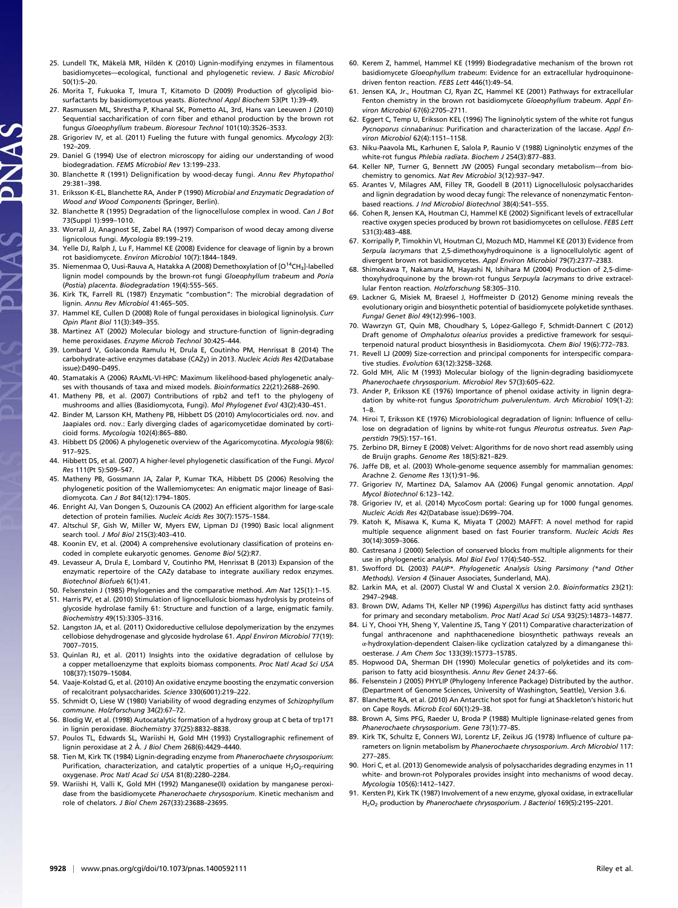25. Lundell TK, Mäkelä MR, Hildén K (2010) Lignin-modifying enzymes in filamentous basidiomycetes—ecological, functional and phylogenetic review. *J Basic Microbiol* 50(1):5–20.
26. Morita T, Fukuoka T, Imura T, Kitamoto D (2009) Production of glycolipid biosurfactants by basidiomycetous yeasts. *Biotechnol Appl Biochem* 53(Pt 1):39–49.
27. Rasmussen ML, Shrestha P, Khanal SK, Pometto AL, 3rd, Hans van Leeuwen J (2010) Sequential saccharification of corn fiber and ethanol production by the brown rot fungus *Gloeophyllum trabeum*. *Bioresour Technol* 101(10):3526–3533.
28. Grigoriev IV, et al. (2011) Fueling the future with fungal genomics. *Mycology* 2(3): 192–209.
29. Daniel G (1994) Use of electron microscopy for aiding our understanding of wood biodegradation. *FEMS Microbiol Rev* 13:199–233.
30. Blanchette R (1991) Delignification by wood-decay fungi. *Annu Rev Phytopathol* 29:381–398.
31. Eriksson K-EL, Blanchette RA, Ander P (1990) *Microbial and Enzymatic Degradation of Wood and Wood Components* (Springer, Berlin).
32. Blanchette R (1995) Degradation of the lignocellulose complex in wood. *Can J Bot* 73(Suppl 1):999–1010.
33. Worrall JJ, Anagnost SE, Zabel RA (1997) Comparison of wood decay among diverse lignicolous fungi. *Mycologia* 89:199–219.
34. Yelle DJ, Ralph J, Lu F, Hammel KE (2008) Evidence for cleavage of lignin by a brown rot basidiomycete. *Environ Microbiol* 10(7):1844–1849.
35. Niemenmaa O, Uusi-Rauva A, Hatakka A (2008) Demethoxylation of [$O^{14}CH_3$]-labelled lignin model compounds by the brown-rot fungi *Gloeophyllum trabeum* and *Poria* (*Postia*) *placenta*. *Biodegradation* 19(4):555–565.
36. Kirk TK, Farrell RL (1987) Enzymatic "combustion": The microbial degradation of lignin. *Annu Rev Microbiol* 41:465–505.
37. Hammel KE, Cullen D (2008) Role of fungal peroxidases in biological ligninolysis. *Curr Opin Plant Biol* 11(3):349–355.
38. Martinez AT (2002) Molecular biology and structure-function of lignin-degrading heme peroxidases. *Enzyme Microb Technol* 30:425–444.
39. Lombard V, Golaconda Ramulu H, Drula E, Coutinho PM, Henrissat B (2014) The carbohydrate-active enzymes database (CAZy) in 2013. *Nucleic Acids Res* 42(Database issue):D490–D495.
40. Stamatakis A (2006) RAxML-VI-HPC: Maximum likelihood-based phylogenetic analyses with thousands of taxa and mixed models. *Bioinformatics* 22(21):2688–2690.
41. Matheny PB, et al. (2007) Contributions of rpb2 and tef1 to the phylogeny of mushrooms and allies (Basidiomycota, Fungi). *Mol Phylogenet Evol* 43(2):430–451.
42. Binder M, Larsson KH, Matheny PB, Hibbett DS (2010) Amylocorticiales ord. nov. and Jaapiales ord. nov.: Early diverging clades of agaricomycetidae dominated by corticioid forms. *Mycologia* 102(4):865–880.
43. Hibbett DS (2006) A phylogenetic overview of the Agaricomycotina. *Mycologia* 98(6): 917–925.
44. Hibbett DS, et al. (2007) A higher-level phylogenetic classification of the Fungi. *Mycol Res* 111(Pt 5):509–547.
45. Matheny PB, Gossmann JA, Zalar P, Kumar TKA, Hibbett DS (2006) Resolving the phylogenetic position of the Wallemiomycetes: An enigmatic major lineage of Basidiomycota. *Can J Bot* 84(12):1794–1805.
46. Enright AJ, Van Dongen S, Ouzounis CA (2002) An efficient algorithm for large-scale detection of protein families. *Nucleic Acids Res* 30(7):1575–1584.
47. Altschul SF, Gish W, Miller W, Myers EW, Lipman DJ (1990) Basic local alignment search tool. *J Mol Biol* 215(3):403–410.
48. Koonin EV, et al. (2004) A comprehensive evolutionary classification of proteins encoded in complete eukaryotic genomes. *Genome Biol* 5(2):R7.
49. Levasseur A, Drula E, Lombard V, Coutinho PM, Henrissat B (2013) Expansion of the enzymatic repertoire of the CAZy database to integrate auxiliary redox enzymes. *Biotechnol Biofuels* 6(1):41.
50. Felsenstein J (1985) Phylogenies and the comparative method. *Am Nat* 125(1):1–15.
51. Harris PV, et al. (2010) Stimulation of lignocellulosic biomass hydrolysis by proteins of glycoside hydrolase family 61: Structure and function of a large, enigmatic family. *Biochemistry* 49(15):3305–3316.
52. Langston JA, et al. (2011) Oxidoreductive cellulose depolymerization by the enzymes cellobiose dehydrogenase and glycoside hydrolase 61. *Appl Environ Microbiol* 77(19): 7007–7015.
53. Quinlan RJ, et al. (2011) Insights into the oxidative degradation of cellulose by a copper metalloenzyme that exploits biomass components. *Proc Natl Acad Sci USA* 108(37):15079–15084.
54. Vaaje-Kolstad G, et al. (2010) An oxidative enzyme boosting the enzymatic conversion of recalcitrant polysaccharides. *Science* 330(6001):219–222.
55. Schmidt O, Liese W (1980) Variability of wood degrading enzymes of *Schizophyllum commune*. *Holzforschung* 34(2):67–72.
56. Blodig W, et al. (1998) Autocatalytic formation of a hydroxy group at C beta of trp171 in lignin peroxidase. *Biochemistry* 37(25):8832–8838.
57. Poulos TL, Edwards SL, Wariishi H, Gold MH (1993) Crystallographic refinement of lignin peroxidase at 2 Å. *J Biol Chem* 268(6):4429–4440.
58. Tien M, Kirk TK (1984) Lignin-degrading enzyme from *Phanerochaete chrysosporium*: Purification, characterization, and catalytic properties of a unique $H_2O_2$-requiring oxygenase. *Proc Natl Acad Sci USA* 81(8):2280–2284.
59. Wariishi H, Valli K, Gold MH (1992) Manganese(II) oxidation by manganese peroxidase from the basidiomycete *Phanerochaete chrysosporium*. Kinetic mechanism and role of chelators. *J Biol Chem* 267(33):23688–23695.
60. Kerem Z, hammel, Hammel KE (1999) Biodegradative mechanism of the brown rot basidiomycete *Gloeophyllum trabeum*: Evidence for an extracellular hydroquinone-driven fenton reaction. *FEBS Lett* 446(1):49–54.
61. Jensen KA, Jr., Houtman CJ, Ryan ZC, Hammel KE (2001) Pathways for extracellular Fenton chemistry in the brown rot basidiomycete *Gloeophyllum trabeum*. *Appl Environ Microbiol* 67(6):2705–2711.
62. Eggert C, Temp U, Eriksson KEL (1996) The ligninolytic system of the white rot fungus *Pycnoporus cinnabarinus*: Purification and characterization of the laccase. *Appl Environ Microbiol* 62(4):1151–1158.
63. Niku-Paavola ML, Karhunen E, Salola P, Raunio V (1988) Ligninolytic enzymes of the white-rot fungus *Phlebia radiata*. *Biochem J* 254(3):877–883.
64. Keller NP, Turner G, Bennett JW (2005) Fungal secondary metabolism—from biochemistry to genomics. *Nat Rev Microbiol* 3(12):937–947.
65. Arantes V, Milagres AM, Filley TR, Goodell B (2011) Lignocellulosic polysaccharides and lignin degradation by wood decay fungi: The relevance of nonenzymatic Fenton-based reactions. *J Ind Microbiol Biotechnol* 38(4):541–555.
66. Cohen R, Jensen KA, Houtman CJ, Hammel KE (2002) Significant levels of extracellular reactive oxygen species produced by brown rot basidiomycetes on cellulose. *FEBS Lett* 531(3):483–488.
67. Korripally P, Timokhin VI, Houtman CJ, Mozuch MD, Hammel KE (2013) Evidence from *Serpula lacrymans* that 2,5-dimethoxyhydroquinone is a lignocellulolytic agent of divergent brown rot basidiomycetes. *Appl Environ Microbiol* 79(7):2377–2383.
68. Shimokawa T, Nakamura M, Hayashi N, Ishihara M (2004) Production of 2,5-dimethoxyhydroquinone by the brown-rot fungus *Serpula lacrymans* to drive extracellular Fenton reaction. *Holzforschung* 58:305–310.
69. Lackner G, Misiek M, Braesel J, Hoffmeister D (2012) Genome mining reveals the evolutionary origin and biosynthetic potential of basidiomycete polyketide synthases. *Fungal Genet Biol* 49(12):996–1003.
70. Wawrzyn GT, Quin MB, Choudhary S, López-Gallego F, Schmidt-Dannert C (2012) Draft genome of *Omphalotus olearius* provides a predictive framework for sesquiterpenoid natural product biosynthesis in Basidiomycota. *Chem Biol* 19(6):772–783.
71. Revell LJ (2009) Size-correction and principal components for interspecific comparative studies. *Evolution* 63(12):3258–3268.
72. Gold MH, Alic M (1993) Molecular biology of the lignin-degrading basidiomycete *Phanerochaete chrysosporium*. *Microbiol Rev* 57(3):605–622.
73. Ander P, Eriksson KE (1976) Importance of phenol oxidase activity in lignin degradation by white-rot fungus *Sporotrichum pulverulentum*. *Arch Microbiol* 109(1-2): 1–8.
74. Hiroi T, Eriksson KE (1976) Microbiological degradation of lignin: Influence of cellulose on degradation of lignins by white-rot fungus *Pleurotus ostreatus*. *Sven Papperstidn* 79(5):157–161.
75. Zerbino DR, Birney E (2008) Velvet: Algorithms for de novo short read assembly using de Bruijn graphs. *Genome Res* 18(5):821–829.
76. Jaffe DB, et al. (2003) Whole-genome sequence assembly for mammalian genomes: Arachne 2. *Genome Res* 13(1):91–96.
77. Grigoriev IV, Martinez DA, Salamov AA (2006) Fungal genomic annotation. *Appl Mycol Biotechnol* 6:123–142.
78. Grigoriev IV, et al. (2014) MycoCosm portal: Gearing up for 1000 fungal genomes. *Nucleic Acids Res* 42(Database issue):D699–704.
79. Katoh K, Misawa K, Kuma K, Miyata T (2002) MAFFT: A novel method for rapid multiple sequence alignment based on fast Fourier transform. *Nucleic Acids Res* 30(14):3059–3066.
80. Castresana J (2000) Selection of conserved blocks from multiple alignments for their use in phylogenetic analysis. *Mol Biol Evol* 17(4):540–552.
81. Swofford DL (2003) *PAUP*. Phylogenetic Analysis Using Parsimony (*and Other Methods). Version 4* (Sinauer Associates, Sunderland, MA).
82. Larkin MA, et al. (2007) Clustal W and Clustal X version 2.0. *Bioinformatics* 23(21): 2947–2948.
83. Brown DW, Adams TH, Keller NP (1996) *Aspergillus* has distinct fatty acid synthases for primary and secondary metabolism. *Proc Natl Acad Sci USA* 93(25):14873–14877.
84. Li Y, Chooi YH, Sheng Y, Valentine JS, Tang Y (2011) Comparative characterization of fungal anthracenone and naphthacenedione biosynthetic pathways reveals an α-hydroxylation-dependent Claisen-like cyclization catalyzed by a dimanganese thioesterase. *J Am Chem Soc* 133(39):15773–15785.
85. Hopwood DA, Sherman DH (1990) Molecular genetics of polyketides and its comparison to fatty acid biosynthesis. *Annu Rev Genet* 24:37–66.
86. Felsenstein J (2005) PHYLIP (Phylogeny Inference Package) Distributed by the author. (Department of Genome Sciences, University of Washington, Seattle), Version 3.6.
87. Blanchette RA, et al. (2010) An Antarctic hot spot for fungi at Shackleton's historic hut on Cape Royds. *Microb Ecol* 60(1):29–38.
88. Brown A, Sims PFG, Raeder U, Broda P (1988) Multiple ligninase-related genes from *Phanerochaete chrysosporium*. *Gene* 73(1):77–85.
89. Kirk TK, Schultz E, Conners WJ, Lorentz LF, Zeikus JG (1978) Influence of culture parameters on lignin metabolism by *Phanerochaete chrysosporium*. *Arch Microbiol* 117: 277–285.
90. Hori C, et al. (2013) Genomewide analysis of polysaccharides degrading enzymes in 11 white- and brown-rot Polyporales provides insight into mechanisms of wood decay. *Mycologia* 105(6):1412–1427.
91. Kersten PJ, Kirk TK (1987) Involvement of a new enzyme, glyoxal oxidase, in extracellular $H_2O_2$ production by *Phanerochaete chrysosporium*. *J Bacteriol* 169(5):2195–2201.